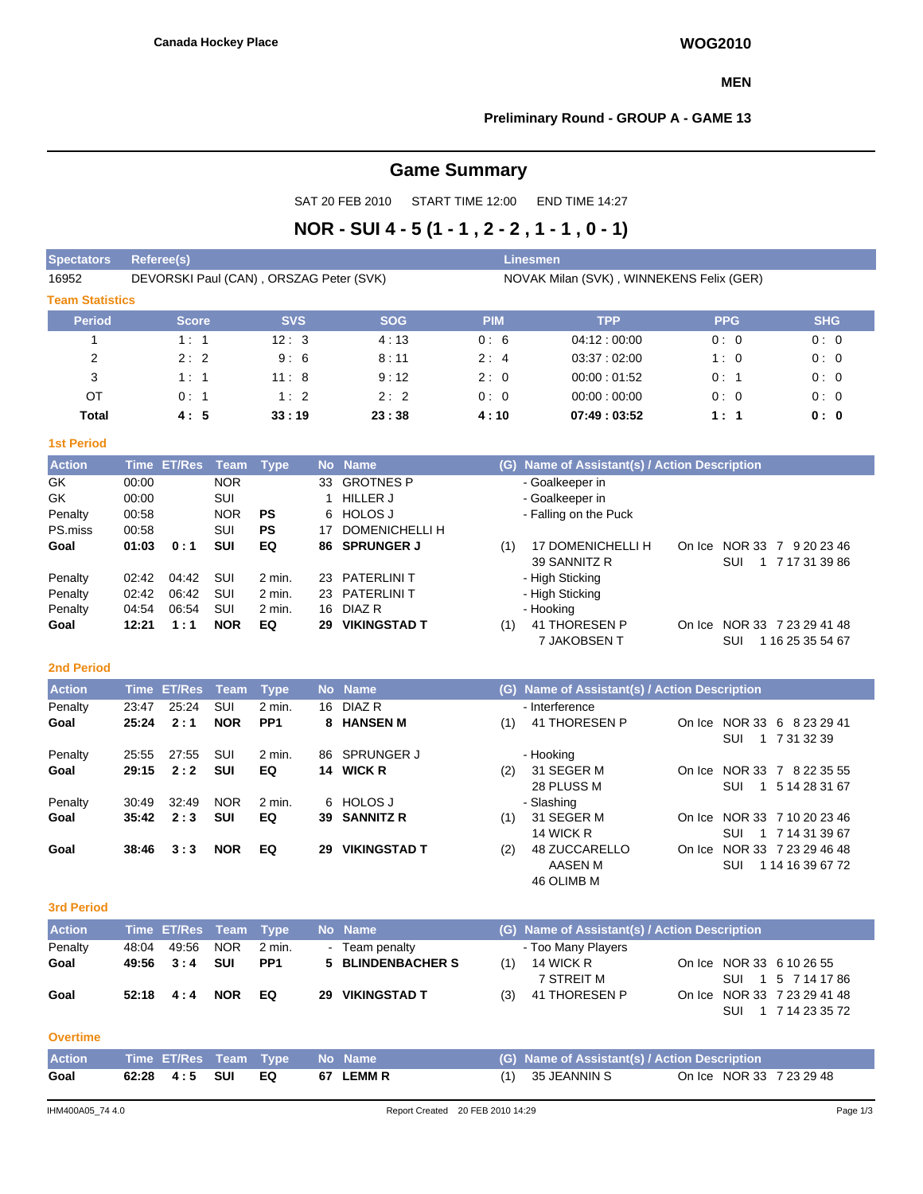Canada Hockey Place

**WOG2010**

**MEN**

**Preliminary Round - GROUP A - GAME 13**

# Game Summary

SAT 20 FEB 2010 START TIME 12:00 END TIME 14:27

## NOR - SUI 4 - 5 (1 - 1 , 2 - 2 , 1 - 1 , 0 - 1)

| Spectators | Referee(s) | Linesmen |
|---|---|---|
| 16952 | DEVORSKI Paul (CAN) , ORSZAG Peter (SVK) | NOVAK Milan (SVK) , WINNEKENS Felix (GER) |

### Team Statistics

| Period | Score | SVS | SOG | PIM | TPP | PPG | SHG |
|---|---|---|---|---|---|---|---|
| 1 | 1 : 1 | 12 : 3 | 4 : 13 | 0 : 6 | 04:12 : 00:00 | 0 : 0 | 0 : 0 |
| 2 | 2 : 2 | 9 : 6 | 8 : 11 | 2 : 4 | 03:37 : 02:00 | 1 : 0 | 0 : 0 |
| 3 | 1 : 1 | 11 : 8 | 9 : 12 | 2 : 0 | 00:00 : 01:52 | 0 : 1 | 0 : 0 |
| OT | 0 : 1 | 1 : 2 | 2 : 2 | 0 : 0 | 00:00 : 00:00 | 0 : 0 | 0 : 0 |
| **Total** | **4 : 5** | **33 : 19** | **23 : 38** | **4 : 10** | **07:49 : 03:52** | **1 : 1** | **0 : 0** |

### 1st Period

| Action | Time | ET/Res | Team | Type | No | Name | (G) | Name of Assistant(s) / Action Description | On Ice |
|---|---|---|---|---|---|---|---|---|---|
| GK | 00:00 | | NOR | | 33 | GROTNES P | | - Goalkeeper in | |
| GK | 00:00 | | SUI | | 1 | HILLER J | | - Goalkeeper in | |
| Penalty | 00:58 | | NOR | PS | 6 | HOLOS J | | - Falling on the Puck | |
| PS.miss | 00:58 | | SUI | PS | 17 | DOMENICHELLI H | | | |
| **Goal** | **01:03** | **0 : 1** | **SUI** | **EQ** | **86** | **SPRUNGER J** | (1) | 17 DOMENICHELLI H<br>39 SANNITZ R | NOR 33 7 9 20 23 46<br>SUI 1 7 17 31 39 86 |
| Penalty | 02:42 | 04:42 | SUI | 2 min. | 23 | PATERLINI T | | - High Sticking | |
| Penalty | 02:42 | 06:42 | SUI | 2 min. | 23 | PATERLINI T | | - High Sticking | |
| Penalty | 04:54 | 06:54 | SUI | 2 min. | 16 | DIAZ R | | - Hooking | |
| **Goal** | **12:21** | **1 : 1** | **NOR** | **EQ** | **29** | **VIKINGSTAD T** | (1) | 41 THORESEN P<br>7 JAKOBSEN T | NOR 33 7 23 29 41 48<br>SUI 1 16 25 35 54 67 |

### 2nd Period

| Action | Time | ET/Res | Team | Type | No | Name | (G) | Name of Assistant(s) / Action Description | On Ice |
|---|---|---|---|---|---|---|---|---|---|
| Penalty | 23:47 | 25:24 | SUI | 2 min. | 16 | DIAZ R | | - Interference | |
| **Goal** | **25:24** | **2 : 1** | **NOR** | **PP1** | **8** | **HANSEN M** | (1) | 41 THORESEN P | NOR 33 6 8 23 29 41<br>SUI 1 7 31 32 39 |
| Penalty | 25:55 | 27:55 | SUI | 2 min. | 86 | SPRUNGER J | | - Hooking | |
| **Goal** | **29:15** | **2 : 2** | **SUI** | **EQ** | **14** | **WICK R** | (2) | 31 SEGER M<br>28 PLUSS M | NOR 33 7 8 22 35 55<br>SUI 1 5 14 28 31 67 |
| Penalty | 30:49 | 32:49 | NOR | 2 min. | 6 | HOLOS J | | - Slashing | |
| **Goal** | **35:42** | **2 : 3** | **SUI** | **EQ** | **39** | **SANNITZ R** | (1) | 31 SEGER M<br>14 WICK R | NOR 33 7 10 20 23 46<br>SUI 1 7 14 31 39 67 |
| **Goal** | **38:46** | **3 : 3** | **NOR** | **EQ** | **29** | **VIKINGSTAD T** | (2) | 48 ZUCCARELLO AASEN M<br>46 OLIMB M | NOR 33 7 23 29 46 48<br>SUI 1 14 16 39 67 72 |

### 3rd Period

| Action | Time | ET/Res | Team | Type | No | Name | (G) | Name of Assistant(s) / Action Description | On Ice |
|---|---|---|---|---|---|---|---|---|---|
| Penalty | 48:04 | 49:56 | NOR | 2 min. | - | Team penalty | | - Too Many Players | |
| **Goal** | **49:56** | **3 : 4** | **SUI** | **PP1** | **5** | **BLINDENBACHER S** | (1) | 14 WICK R<br>7 STREIT M | NOR 33 6 10 26 55<br>SUI 1 5 7 14 17 86 |
| **Goal** | **52:18** | **4 : 4** | **NOR** | **EQ** | **29** | **VIKINGSTAD T** | (3) | 41 THORESEN P | NOR 33 7 23 29 41 48<br>SUI 1 7 14 23 35 72 |

### Overtime

| Action | Time | ET/Res | Team | Type | No | Name | (G) | Name of Assistant(s) / Action Description | On Ice |
|---|---|---|---|---|---|---|---|---|---|
| **Goal** | **62:28** | **4 : 5** | **SUI** | **EQ** | **67** | **LEMM R** | (1) | 35 JEANNIN S | NOR 33 7 23 29 48 |

IHM400A05_74 4.0 Report Created 20 FEB 2010 14:29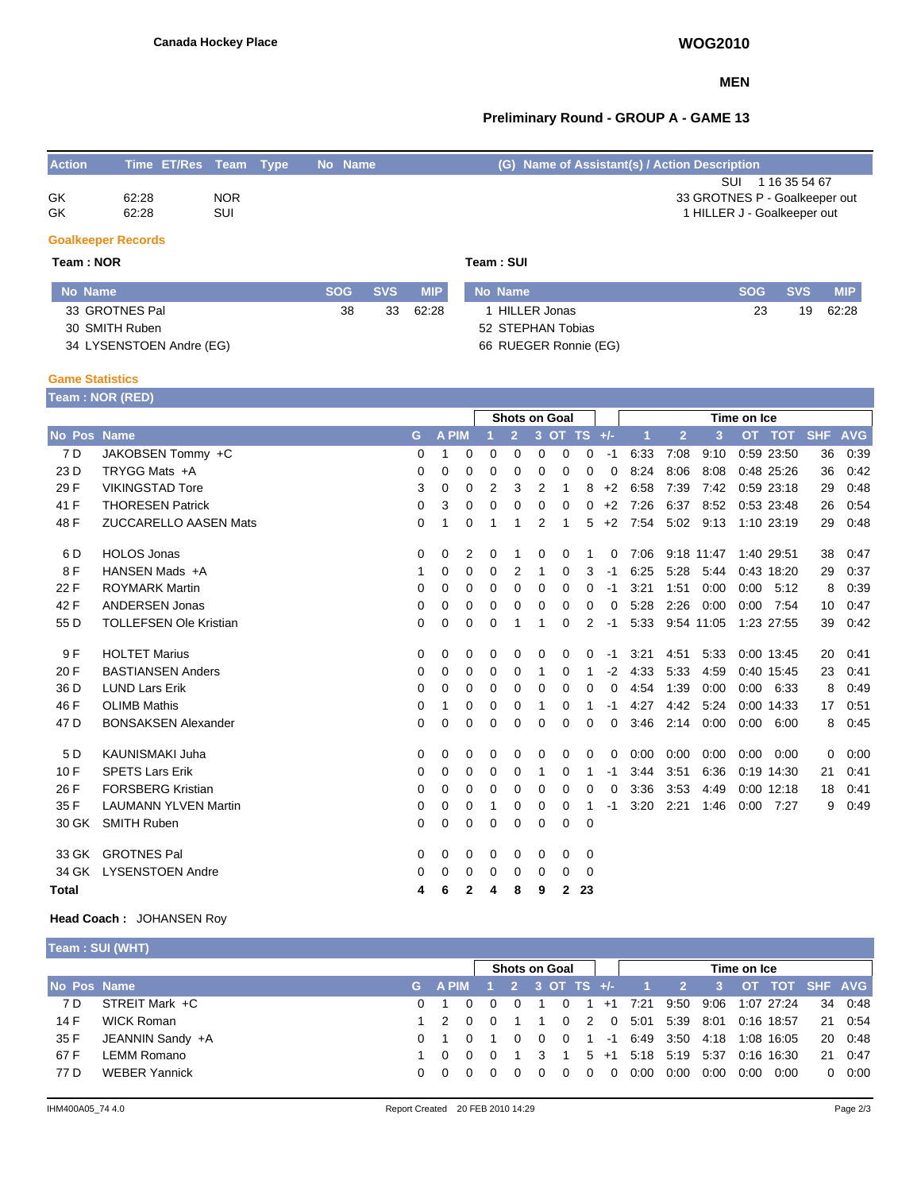**Canada Hockey Place**

**WOG2010**

**MEN**

**Preliminary Round - GROUP A - GAME 13**

| Action | Time | ET/Res | Team | Type | No | Name | (G) Name of Assistant(s) / Action Description |
|---|---|---|---|---|---|---|---|
| | | | | | | | SUI 1 16 35 54 67 |
| GK | 62:28 | | NOR | | | | 33 GROTNES P - Goalkeeper out |
| GK | 62:28 | | SUI | | | | 1 HILLER J - Goalkeeper out |

## Goalkeeper Records

**Team : NOR**

| No | Name | SOG | SVS | MIP |
|---|---|---|---|---|
| 33 | GROTNES Pal | 38 | 33 | 62:28 |
| 30 | SMITH Ruben | | | |
| 34 | LYSENSTOEN Andre (EG) | | | |

**Team : SUI**

| No | Name | SOG | SVS | MIP |
|---|---|---|---|---|
| 1 | HILLER Jonas | 23 | 19 | 62:28 |
| 52 | STEPHAN Tobias | | | |
| 66 | RUEGER Ronnie (EG) | | | |

## Game Statistics

**Team : NOR (RED)**

| | | | | | | Shots on Goal | | | | | | Time on Ice | | | | | | |
|---|---|---|---|---|---|---|---|---|---|---|---|---|---|---|---|---|---|---|
| No | Pos | Name | G | A | PIM | 1 | 2 | 3 | OT | TS | +/- | 1 | 2 | 3 | OT | TOT | SHF | AVG |
| 7 | D | JAKOBSEN Tommy +C | 0 | 1 | 0 | 0 | 0 | 0 | 0 | 0 | -1 | 6:33 | 7:08 | 9:10 | 0:59 | 23:50 | 36 | 0:39 |
| 23 | D | TRYGG Mats +A | 0 | 0 | 0 | 0 | 0 | 0 | 0 | 0 | 0 | 8:24 | 8:06 | 8:08 | 0:48 | 25:26 | 36 | 0:42 |
| 29 | F | VIKINGSTAD Tore | 3 | 0 | 0 | 2 | 3 | 2 | 1 | 8 | +2 | 6:58 | 7:39 | 7:42 | 0:59 | 23:18 | 29 | 0:48 |
| 41 | F | THORESEN Patrick | 0 | 3 | 0 | 0 | 0 | 0 | 0 | 0 | +2 | 7:26 | 6:37 | 8:52 | 0:53 | 23:48 | 26 | 0:54 |
| 48 | F | ZUCCARELLO AASEN Mats | 0 | 1 | 0 | 1 | 1 | 2 | 1 | 5 | +2 | 7:54 | 5:02 | 9:13 | 1:10 | 23:19 | 29 | 0:48 |
| 6 | D | HOLOS Jonas | 0 | 0 | 2 | 0 | 1 | 0 | 0 | 1 | 0 | 7:06 | 9:18 | 11:47 | 1:40 | 29:51 | 38 | 0:47 |
| 8 | F | HANSEN Mads +A | 1 | 0 | 0 | 0 | 2 | 1 | 0 | 3 | -1 | 6:25 | 5:28 | 5:44 | 0:43 | 18:20 | 29 | 0:37 |
| 22 | F | ROYMARK Martin | 0 | 0 | 0 | 0 | 0 | 0 | 0 | 0 | -1 | 3:21 | 1:51 | 0:00 | 0:00 | 5:12 | 8 | 0:39 |
| 42 | F | ANDERSEN Jonas | 0 | 0 | 0 | 0 | 0 | 0 | 0 | 0 | 0 | 5:28 | 2:26 | 0:00 | 0:00 | 7:54 | 10 | 0:47 |
| 55 | D | TOLLEFSEN Ole Kristian | 0 | 0 | 0 | 0 | 1 | 1 | 0 | 2 | -1 | 5:33 | 9:54 | 11:05 | 1:23 | 27:55 | 39 | 0:42 |
| 9 | F | HOLTET Marius | 0 | 0 | 0 | 0 | 0 | 0 | 0 | 0 | -1 | 3:21 | 4:51 | 5:33 | 0:00 | 13:45 | 20 | 0:41 |
| 20 | F | BASTIANSEN Anders | 0 | 0 | 0 | 0 | 0 | 1 | 0 | 1 | -2 | 4:33 | 5:33 | 4:59 | 0:40 | 15:45 | 23 | 0:41 |
| 36 | D | LUND Lars Erik | 0 | 0 | 0 | 0 | 0 | 0 | 0 | 0 | 0 | 4:54 | 1:39 | 0:00 | 0:00 | 6:33 | 8 | 0:49 |
| 46 | F | OLIMB Mathis | 0 | 1 | 0 | 0 | 0 | 1 | 0 | 1 | -1 | 4:27 | 4:42 | 5:24 | 0:00 | 14:33 | 17 | 0:51 |
| 47 | D | BONSAKSEN Alexander | 0 | 0 | 0 | 0 | 0 | 0 | 0 | 0 | 0 | 3:46 | 2:14 | 0:00 | 0:00 | 6:00 | 8 | 0:45 |
| 5 | D | KAUNISMAKI Juha | 0 | 0 | 0 | 0 | 0 | 0 | 0 | 0 | 0 | 0:00 | 0:00 | 0:00 | 0:00 | 0:00 | 0 | 0:00 |
| 10 | F | SPETS Lars Erik | 0 | 0 | 0 | 0 | 0 | 1 | 0 | 1 | -1 | 3:44 | 3:51 | 6:36 | 0:19 | 14:30 | 21 | 0:41 |
| 26 | F | FORSBERG Kristian | 0 | 0 | 0 | 0 | 0 | 0 | 0 | 0 | 0 | 3:36 | 3:53 | 4:49 | 0:00 | 12:18 | 18 | 0:41 |
| 35 | F | LAUMANN YLVEN Martin | 0 | 0 | 0 | 1 | 0 | 0 | 0 | 1 | -1 | 3:20 | 2:21 | 1:46 | 0:00 | 7:27 | 9 | 0:49 |
| 30 | GK | SMITH Ruben | 0 | 0 | 0 | 0 | 0 | 0 | 0 | 0 | | | | | | | | |
| 33 | GK | GROTNES Pal | 0 | 0 | 0 | 0 | 0 | 0 | 0 | 0 | | | | | | | | |
| 34 | GK | LYSENSTOEN Andre | 0 | 0 | 0 | 0 | 0 | 0 | 0 | 0 | | | | | | | | |
| **Total** | | | **4** | **6** | **2** | **4** | **8** | **9** | **2** | **23** | | | | | | | | |

**Head Coach :** JOHANSEN Roy

**Team : SUI (WHT)**

| | | | | | | Shots on Goal | | | | | | Time on Ice | | | | | | |
|---|---|---|---|---|---|---|---|---|---|---|---|---|---|---|---|---|---|---|
| No | Pos | Name | G | A | PIM | 1 | 2 | 3 | OT | TS | +/- | 1 | 2 | 3 | OT | TOT | SHF | AVG |
| 7 | D | STREIT Mark +C | 0 | 1 | 0 | 0 | 0 | 1 | 0 | 1 | +1 | 7:21 | 9:50 | 9:06 | 1:07 | 27:24 | 34 | 0:48 |
| 14 | F | WICK Roman | 1 | 2 | 0 | 0 | 1 | 1 | 0 | 2 | 0 | 5:01 | 5:39 | 8:01 | 0:16 | 18:57 | 21 | 0:54 |
| 35 | F | JEANNIN Sandy +A | 0 | 1 | 0 | 1 | 0 | 0 | 0 | 1 | -1 | 6:49 | 3:50 | 4:18 | 1:08 | 16:05 | 20 | 0:48 |
| 67 | F | LEMM Romano | 1 | 0 | 0 | 0 | 1 | 3 | 1 | 5 | +1 | 5:18 | 5:19 | 5:37 | 0:16 | 16:30 | 21 | 0:47 |
| 77 | D | WEBER Yannick | 0 | 0 | 0 | 0 | 0 | 0 | 0 | 0 | 0 | 0:00 | 0:00 | 0:00 | 0:00 | 0:00 | 0 | 0:00 |

IHM400A05_74 4.0 Report Created 20 FEB 2010 14:29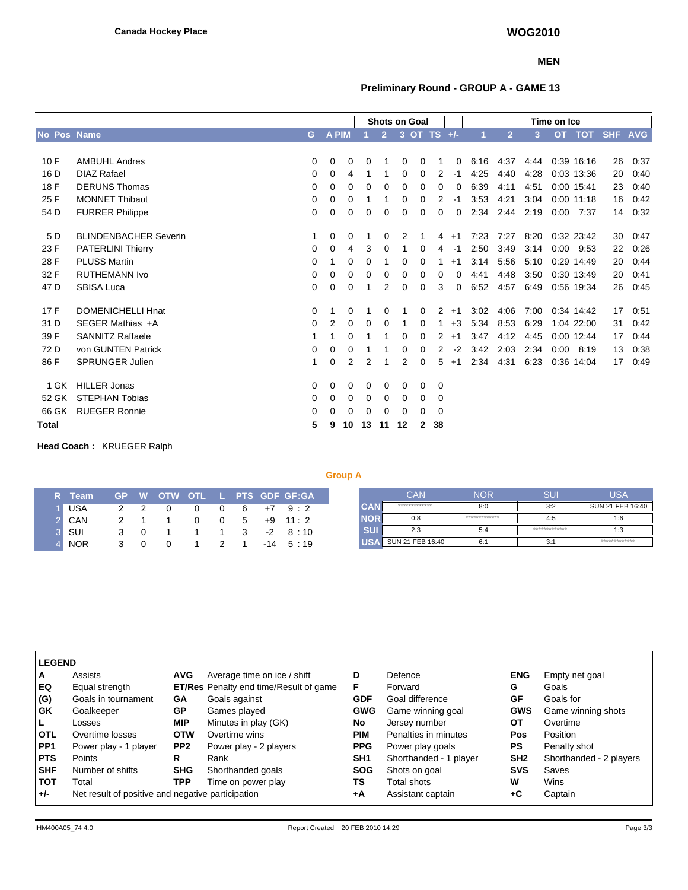Canada Hockey Place

# WOG2010

## MEN

### Preliminary Round - GROUP A - GAME 13

| No | Pos | Name | G | A | PIM | SOG 1 | SOG 2 | SOG 3 | SOG OT | SOG TS | +/- | TOI 1 | TOI 2 | TOI 3 | TOI OT | TOI TOT | SHF | AVG |
|---|---|---|---|---|---|---|---|---|---|---|---|---|---|---|---|---|---|---|
| 10 | F | AMBUHL Andres | 0 | 0 | 0 | 0 | 1 | 0 | 0 | 1 | 0 | 6:16 | 4:37 | 4:44 | 0:39 | 16:16 | 26 | 0:37 |
| 16 | D | DIAZ Rafael | 0 | 0 | 4 | 1 | 1 | 0 | 0 | 2 | -1 | 4:25 | 4:40 | 4:28 | 0:03 | 13:36 | 20 | 0:40 |
| 18 | F | DERUNS Thomas | 0 | 0 | 0 | 0 | 0 | 0 | 0 | 0 | 0 | 6:39 | 4:11 | 4:51 | 0:00 | 15:41 | 23 | 0:40 |
| 25 | F | MONNET Thibaut | 0 | 0 | 0 | 1 | 1 | 0 | 0 | 2 | -1 | 3:53 | 4:21 | 3:04 | 0:00 | 11:18 | 16 | 0:42 |
| 54 | D | FURRER Philippe | 0 | 0 | 0 | 0 | 0 | 0 | 0 | 0 | 0 | 2:34 | 2:44 | 2:19 | 0:00 | 7:37 | 14 | 0:32 |
| 5 | D | BLINDENBACHER Severin | 1 | 0 | 0 | 1 | 0 | 2 | 1 | 4 | +1 | 7:23 | 7:27 | 8:20 | 0:32 | 23:42 | 30 | 0:47 |
| 23 | F | PATERLINI Thierry | 0 | 0 | 4 | 3 | 0 | 1 | 0 | 4 | -1 | 2:50 | 3:49 | 3:14 | 0:00 | 9:53 | 22 | 0:26 |
| 28 | F | PLUSS Martin | 0 | 1 | 0 | 0 | 1 | 0 | 0 | 1 | +1 | 3:14 | 5:56 | 5:10 | 0:29 | 14:49 | 20 | 0:44 |
| 32 | F | RUTHEMANN Ivo | 0 | 0 | 0 | 0 | 0 | 0 | 0 | 0 | 0 | 4:41 | 4:48 | 3:50 | 0:30 | 13:49 | 20 | 0:41 |
| 47 | D | SBISA Luca | 0 | 0 | 0 | 1 | 2 | 0 | 0 | 3 | 0 | 6:52 | 4:57 | 6:49 | 0:56 | 19:34 | 26 | 0:45 |
| 17 | F | DOMENICHELLI Hnat | 0 | 1 | 0 | 1 | 0 | 1 | 0 | 2 | +1 | 3:02 | 4:06 | 7:00 | 0:34 | 14:42 | 17 | 0:51 |
| 31 | D | SEGER Mathias +A | 0 | 2 | 0 | 0 | 0 | 1 | 0 | 1 | +3 | 5:34 | 8:53 | 6:29 | 1:04 | 22:00 | 31 | 0:42 |
| 39 | F | SANNITZ Raffaele | 1 | 1 | 0 | 1 | 1 | 0 | 0 | 2 | +1 | 3:47 | 4:12 | 4:45 | 0:00 | 12:44 | 17 | 0:44 |
| 72 | D | von GUNTEN Patrick | 0 | 0 | 0 | 1 | 1 | 0 | 0 | 2 | -2 | 3:42 | 2:03 | 2:34 | 0:00 | 8:19 | 13 | 0:38 |
| 86 | F | SPRUNGER Julien | 1 | 0 | 2 | 2 | 1 | 2 | 0 | 5 | +1 | 2:34 | 4:31 | 6:23 | 0:36 | 14:04 | 17 | 0:49 |
| 1 | GK | HILLER Jonas | 0 | 0 | 0 | 0 | 0 | 0 | 0 | 0 | | | | | | | | |
| 52 | GK | STEPHAN Tobias | 0 | 0 | 0 | 0 | 0 | 0 | 0 | 0 | | | | | | | | |
| 66 | GK | RUEGER Ronnie | 0 | 0 | 0 | 0 | 0 | 0 | 0 | 0 | | | | | | | | |
| **Total** | | | **5** | **9** | **10** | **13** | **11** | **12** | **2** | **38** | | | | | | | | |

**Head Coach :** KRUEGER Ralph

**Group A**

| R | Team | GP | W | OTW | OTL | L | PTS | GDF | GF:GA |
|---|---|---|---|---|---|---|---|---|---|
| 1 | USA | 2 | 2 | 0 | 0 | 0 | 6 | +7 | 9 : 2 |
| 2 | CAN | 2 | 1 | 1 | 0 | 0 | 5 | +9 | 11 : 2 |
| 3 | SUI | 3 | 0 | 1 | 1 | 1 | 3 | -2 | 8 : 10 |
| 4 | NOR | 3 | 0 | 0 | 1 | 2 | 1 | -14 | 5 : 19 |

| | CAN | NOR | SUI | USA |
|---|---|---|---|---|
| CAN | ************* | 8:0 | 3:2 | SUN 21 FEB 16:40 |
| NOR | 0:8 | ************* | 4:5 | 1:6 |
| SUI | 2:3 | 5:4 | ************* | 1:3 |
| USA | SUN 21 FEB 16:40 | 6:1 | 3:1 | ************* |

**LEGEND**

| | | | | | | | |
|---|---|---|---|---|---|---|---|
| **A** | Assists | **AVG** | Average time on ice / shift | **D** | Defence | **ENG** | Empty net goal |
| **EQ** | Equal strength | **ET/Res** | Penalty end time/Result of game | **F** | Forward | **G** | Goals |
| **(G)** | Goals in tournament | **GA** | Goals against | **GDF** | Goal difference | **GF** | Goals for |
| **GK** | Goalkeeper | **GP** | Games played | **GWG** | Game winning goal | **GWS** | Game winning shots |
| **L** | Losses | **MIP** | Minutes in play (GK) | **No** | Jersey number | **OT** | Overtime |
| **OTL** | Overtime losses | **OTW** | Overtime wins | **PIM** | Penalties in minutes | **Pos** | Position |
| **PP1** | Power play - 1 player | **PP2** | Power play - 2 players | **PPG** | Power play goals | **PS** | Penalty shot |
| **PTS** | Points | **R** | Rank | **SH1** | Shorthanded - 1 player | **SH2** | Shorthanded - 2 players |
| **SHF** | Number of shifts | **SHG** | Shorthanded goals | **SOG** | Shots on goal | **SVS** | Saves |
| **TOT** | Total | **TPP** | Time on power play | **TS** | Total shots | **W** | Wins |
| **+/-** | Net result of positive and negative participation | | | **+A** | Assistant captain | **+C** | Captain |

IHM400A05_74 4.0 Report Created 20 FEB 2010 14:29